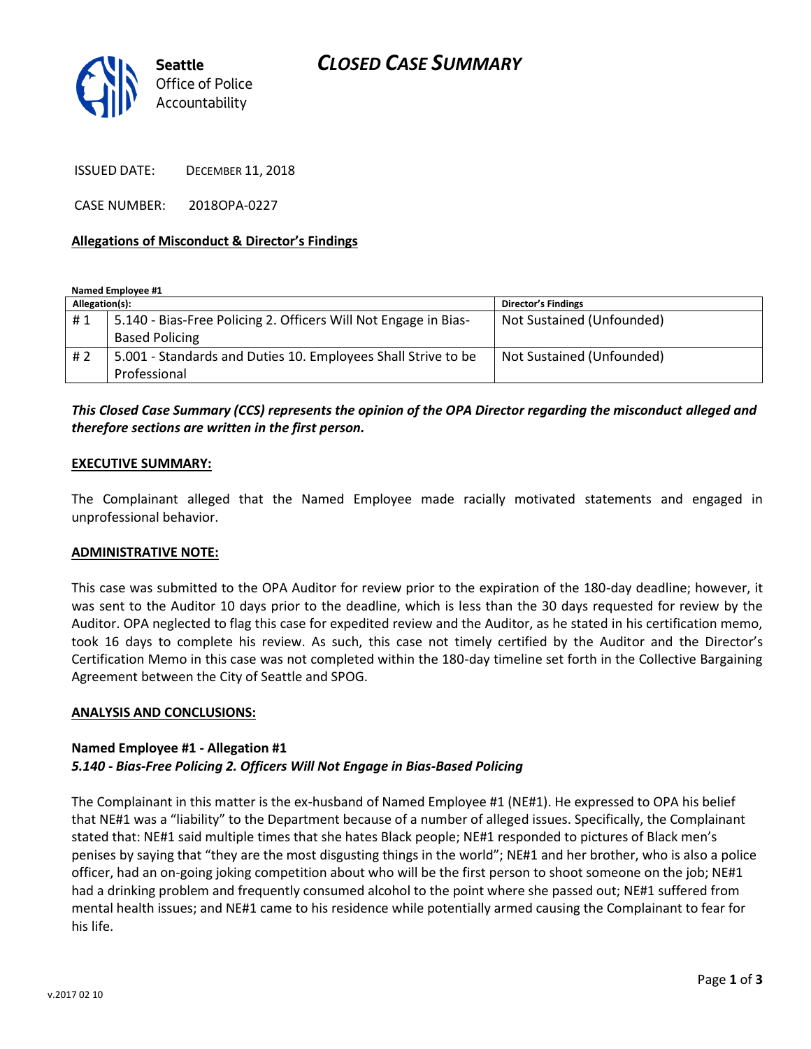# CLOSED CASE SUMMARY

Seattle Office of Police Accountability

ISSUED DATE: DECEMBER 11, 2018

CASE NUMBER: 2018OPA-0227

**Allegations of Misconduct & Director's Findings**

**Named Employee #1**

| Allegation(s): | | Director's Findings |
|---|---|---|
| # 1 | 5.140 - Bias-Free Policing 2. Officers Will Not Engage in Bias-Based Policing | Not Sustained (Unfounded) |
| # 2 | 5.001 - Standards and Duties 10. Employees Shall Strive to be Professional | Not Sustained (Unfounded) |

***This Closed Case Summary (CCS) represents the opinion of the OPA Director regarding the misconduct alleged and therefore sections are written in the first person.***

**EXECUTIVE SUMMARY:**

The Complainant alleged that the Named Employee made racially motivated statements and engaged in unprofessional behavior.

**ADMINISTRATIVE NOTE:**

This case was submitted to the OPA Auditor for review prior to the expiration of the 180-day deadline; however, it was sent to the Auditor 10 days prior to the deadline, which is less than the 30 days requested for review by the Auditor. OPA neglected to flag this case for expedited review and the Auditor, as he stated in his certification memo, took 16 days to complete his review. As such, this case not timely certified by the Auditor and the Director's Certification Memo in this case was not completed within the 180-day timeline set forth in the Collective Bargaining Agreement between the City of Seattle and SPOG.

**ANALYSIS AND CONCLUSIONS:**

**Named Employee #1 - Allegation #1**
***5.140 - Bias-Free Policing 2. Officers Will Not Engage in Bias-Based Policing***

The Complainant in this matter is the ex-husband of Named Employee #1 (NE#1). He expressed to OPA his belief that NE#1 was a "liability" to the Department because of a number of alleged issues. Specifically, the Complainant stated that: NE#1 said multiple times that she hates Black people; NE#1 responded to pictures of Black men's penises by saying that "they are the most disgusting things in the world"; NE#1 and her brother, who is also a police officer, had an on-going joking competition about who will be the first person to shoot someone on the job; NE#1 had a drinking problem and frequently consumed alcohol to the point where she passed out; NE#1 suffered from mental health issues; and NE#1 came to his residence while potentially armed causing the Complainant to fear for his life.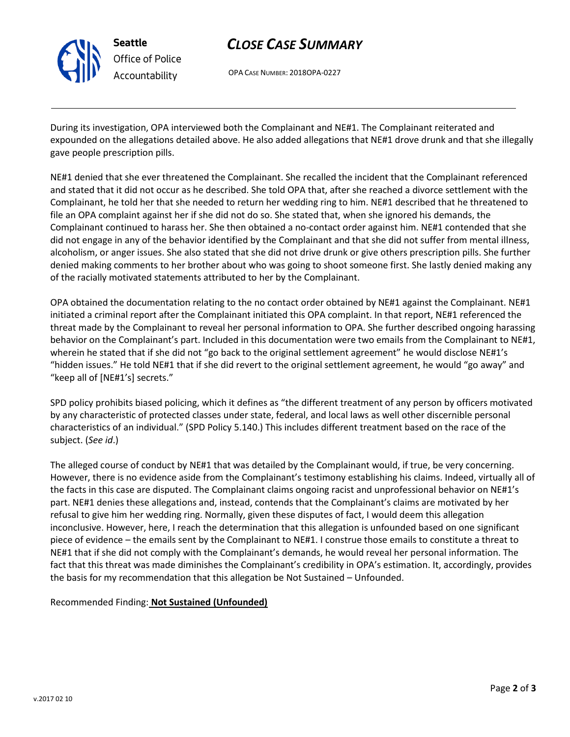During its investigation, OPA interviewed both the Complainant and NE#1. The Complainant reiterated and expounded on the allegations detailed above. He also added allegations that NE#1 drove drunk and that she illegally gave people prescription pills.

NE#1 denied that she ever threatened the Complainant. She recalled the incident that the Complainant referenced and stated that it did not occur as he described. She told OPA that, after she reached a divorce settlement with the Complainant, he told her that she needed to return her wedding ring to him. NE#1 described that he threatened to file an OPA complaint against her if she did not do so. She stated that, when she ignored his demands, the Complainant continued to harass her. She then obtained a no-contact order against him. NE#1 contended that she did not engage in any of the behavior identified by the Complainant and that she did not suffer from mental illness, alcoholism, or anger issues. She also stated that she did not drive drunk or give others prescription pills. She further denied making comments to her brother about who was going to shoot someone first. She lastly denied making any of the racially motivated statements attributed to her by the Complainant.

OPA obtained the documentation relating to the no contact order obtained by NE#1 against the Complainant. NE#1 initiated a criminal report after the Complainant initiated this OPA complaint. In that report, NE#1 referenced the threat made by the Complainant to reveal her personal information to OPA. She further described ongoing harassing behavior on the Complainant's part. Included in this documentation were two emails from the Complainant to NE#1, wherein he stated that if she did not "go back to the original settlement agreement" he would disclose NE#1's "hidden issues." He told NE#1 that if she did revert to the original settlement agreement, he would "go away" and "keep all of [NE#1's] secrets."

SPD policy prohibits biased policing, which it defines as "the different treatment of any person by officers motivated by any characteristic of protected classes under state, federal, and local laws as well other discernible personal characteristics of an individual." (SPD Policy 5.140.) This includes different treatment based on the race of the subject. (*See id*.)

The alleged course of conduct by NE#1 that was detailed by the Complainant would, if true, be very concerning. However, there is no evidence aside from the Complainant's testimony establishing his claims. Indeed, virtually all of the facts in this case are disputed. The Complainant claims ongoing racist and unprofessional behavior on NE#1's part. NE#1 denies these allegations and, instead, contends that the Complainant's claims are motivated by her refusal to give him her wedding ring. Normally, given these disputes of fact, I would deem this allegation inconclusive. However, here, I reach the determination that this allegation is unfounded based on one significant piece of evidence – the emails sent by the Complainant to NE#1. I construe those emails to constitute a threat to NE#1 that if she did not comply with the Complainant's demands, he would reveal her personal information. The fact that this threat was made diminishes the Complainant's credibility in OPA's estimation. It, accordingly, provides the basis for my recommendation that this allegation be Not Sustained – Unfounded.

Recommended Finding: **Not Sustained (Unfounded)**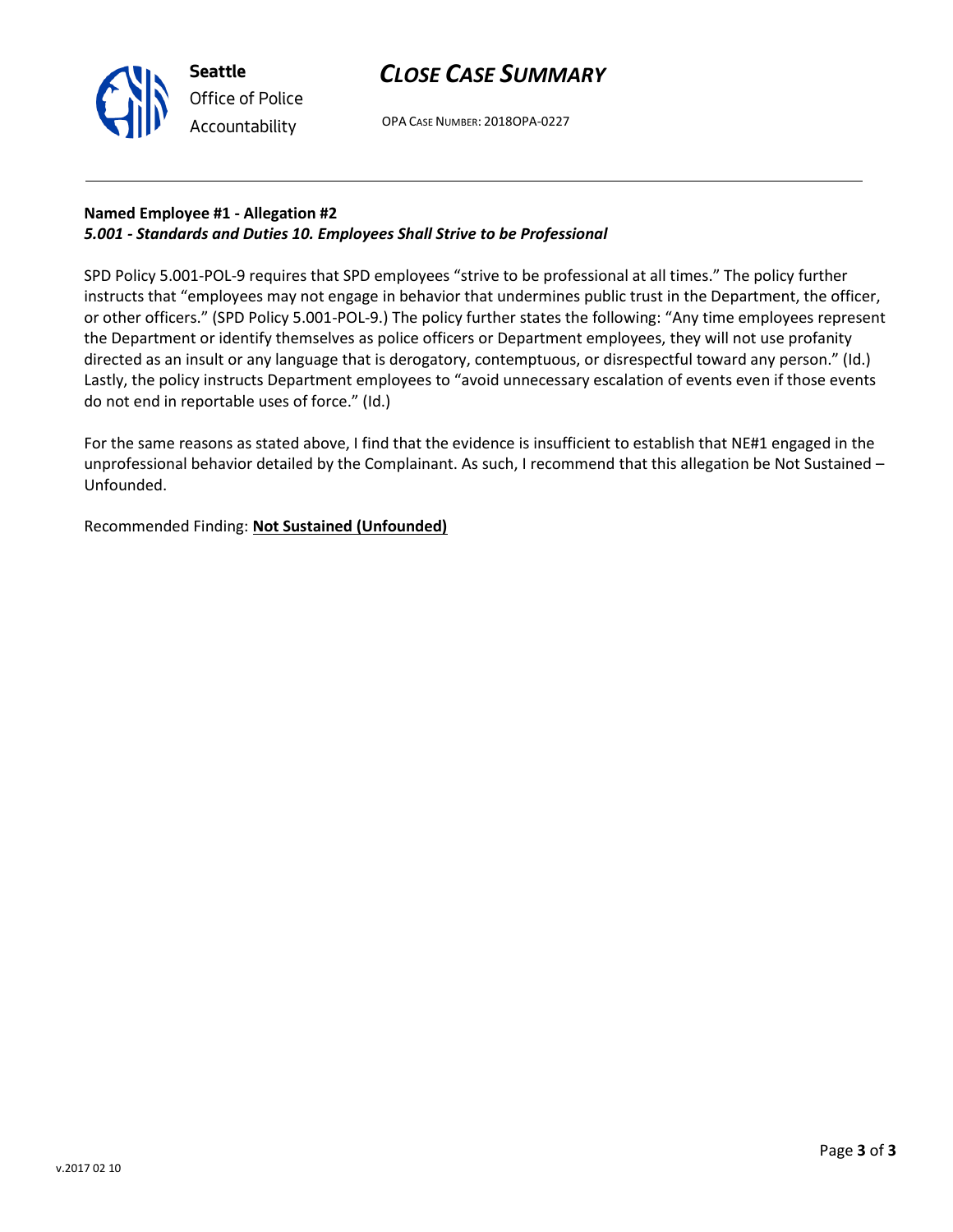**Named Employee #1 - Allegation #2**
***5.001 - Standards and Duties 10. Employees Shall Strive to be Professional***

SPD Policy 5.001-POL-9 requires that SPD employees "strive to be professional at all times." The policy further instructs that "employees may not engage in behavior that undermines public trust in the Department, the officer, or other officers." (SPD Policy 5.001-POL-9.) The policy further states the following: "Any time employees represent the Department or identify themselves as police officers or Department employees, they will not use profanity directed as an insult or any language that is derogatory, contemptuous, or disrespectful toward any person." (Id.) Lastly, the policy instructs Department employees to "avoid unnecessary escalation of events even if those events do not end in reportable uses of force." (Id.)

For the same reasons as stated above, I find that the evidence is insufficient to establish that NE#1 engaged in the unprofessional behavior detailed by the Complainant. As such, I recommend that this allegation be Not Sustained – Unfounded.

Recommended Finding: **Not Sustained (Unfounded)**